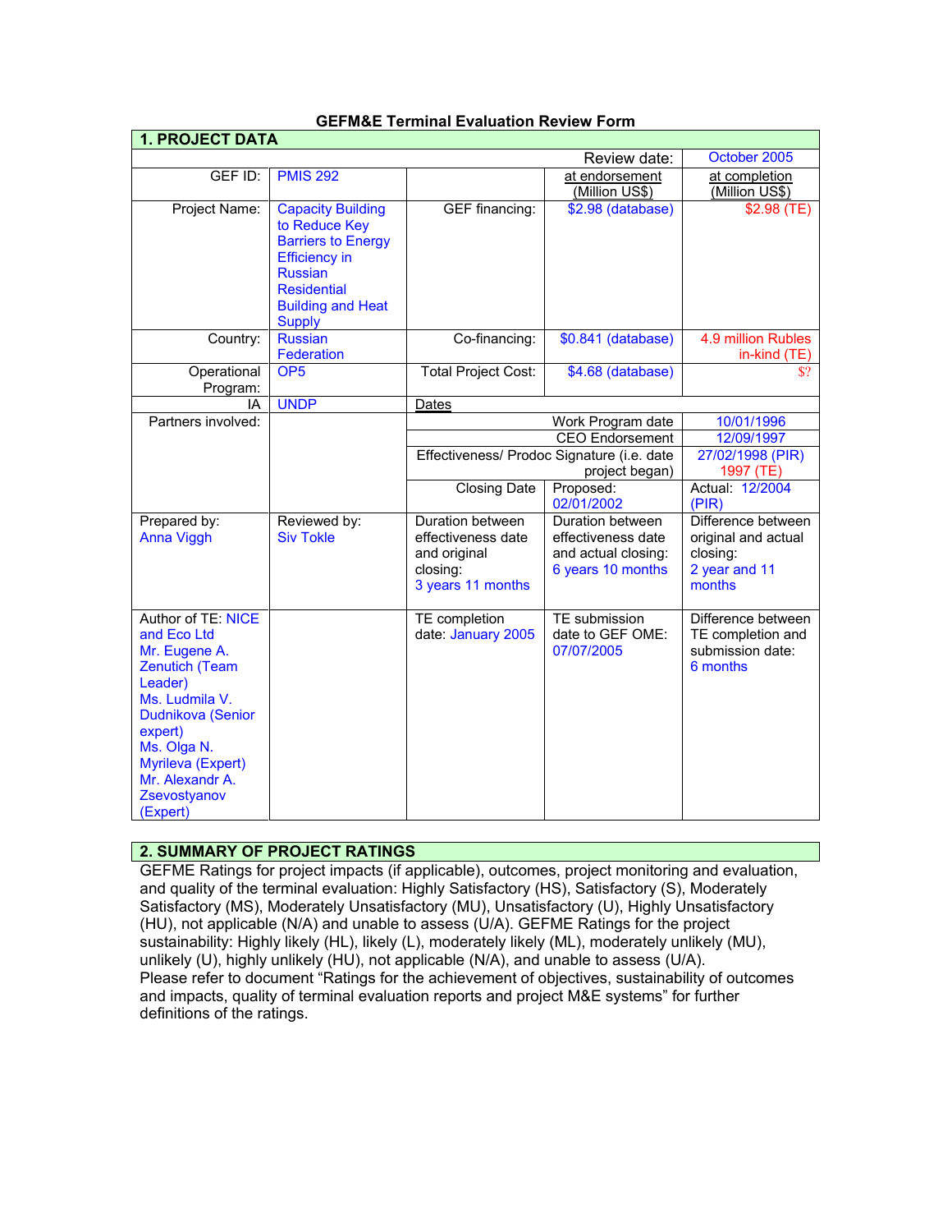**GEFM&E Terminal Evaluation Review Form**

## 1. PROJECT DATA

| | | | Review date: | October 2005 |
|---|---|---|---|---|
| GEF ID: | PMIS 292 | | at endorsement (Million US$) | at completion (Million US$) |
| Project Name: | Capacity Building to Reduce Key Barriers to Energy Efficiency in Russian Residential Building and Heat Supply | GEF financing: | $2.98 (database) | $2.98 (TE) |
| Country: | Russian Federation | Co-financing: | $0.841 (database) | 4.9 million Rubles in-kind (TE) |
| Operational Program: | OP5 | Total Project Cost: | $4.68 (database) | $? |
| IA | UNDP | Dates | | |
| Partners involved: | | Work Program date | | 10/01/1996 |
| | | CEO Endorsement | | 12/09/1997 |
| | | Effectiveness/ Prodoc Signature (i.e. date project began) | | 27/02/1998 (PIR) 1997 (TE) |
| | | Closing Date | Proposed: 02/01/2002 | Actual: 12/2004 (PIR) |
| Prepared by: Anna Viggh | Reviewed by: Siv Tokle | Duration between effectiveness date and original closing: 3 years 11 months | Duration between effectiveness date and actual closing: 6 years 10 months | Difference between original and actual closing: 2 year and 11 months |
| Author of TE: NICE and Eco Ltd Mr. Eugene A. Zenutich (Team Leader) Ms. Ludmila V. Dudnikova (Senior expert) Ms. Olga N. Myrileva (Expert) Mr. Alexandr A. Zsevostyanov (Expert) | | TE completion date: January 2005 | TE submission date to GEF OME: 07/07/2005 | Difference between TE completion and submission date: 6 months |

## 2. SUMMARY OF PROJECT RATINGS

GEFME Ratings for project impacts (if applicable), outcomes, project monitoring and evaluation, and quality of the terminal evaluation: Highly Satisfactory (HS), Satisfactory (S), Moderately Satisfactory (MS), Moderately Unsatisfactory (MU), Unsatisfactory (U), Highly Unsatisfactory (HU), not applicable (N/A) and unable to assess (U/A). GEFME Ratings for the project sustainability: Highly likely (HL), likely (L), moderately likely (ML), moderately unlikely (MU), unlikely (U), highly unlikely (HU), not applicable (N/A), and unable to assess (U/A).
Please refer to document "Ratings for the achievement of objectives, sustainability of outcomes and impacts, quality of terminal evaluation reports and project M&E systems" for further definitions of the ratings.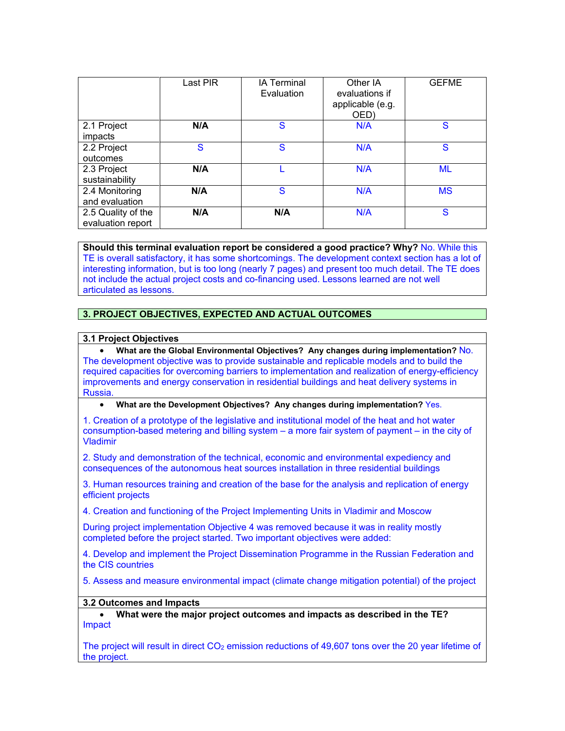| | Last PIR | IA Terminal Evaluation | Other IA evaluations if applicable (e.g. OED) | GEFME |
|---|---|---|---|---|
| 2.1 Project impacts | **N/A** | S | N/A | S |
| 2.2 Project outcomes | S | S | N/A | S |
| 2.3 Project sustainability | **N/A** | L | N/A | ML |
| 2.4 Monitoring and evaluation | **N/A** | S | N/A | MS |
| 2.5 Quality of the evaluation report | **N/A** | **N/A** | N/A | S |

**Should this terminal evaluation report be considered a good practice? Why?** No. While this TE is overall satisfactory, it has some shortcomings. The development context section has a lot of interesting information, but is too long (nearly 7 pages) and present too much detail. The TE does not include the actual project costs and co-financing used. Lessons learned are not well articulated as lessons.

## 3. PROJECT OBJECTIVES, EXPECTED AND ACTUAL OUTCOMES

### 3.1 Project Objectives

- **What are the Global Environmental Objectives? Any changes during implementation?** No.

The development objective was to provide sustainable and replicable models and to build the required capacities for overcoming barriers to implementation and realization of energy-efficiency improvements and energy conservation in residential buildings and heat delivery systems in Russia.

- **What are the Development Objectives? Any changes during implementation?** Yes.

1. Creation of a prototype of the legislative and institutional model of the heat and hot water consumption-based metering and billing system – a more fair system of payment – in the city of Vladimir

2. Study and demonstration of the technical, economic and environmental expediency and consequences of the autonomous heat sources installation in three residential buildings

3. Human resources training and creation of the base for the analysis and replication of energy efficient projects

4. Creation and functioning of the Project Implementing Units in Vladimir and Moscow

During project implementation Objective 4 was removed because it was in reality mostly completed before the project started. Two important objectives were added:

4. Develop and implement the Project Dissemination Programme in the Russian Federation and the CIS countries

5. Assess and measure environmental impact (climate change mitigation potential) of the project

### 3.2 Outcomes and Impacts

- **What were the major project outcomes and impacts as described in the TE?**

Impact

The project will result in direct $CO_2$ emission reductions of 49,607 tons over the 20 year lifetime of the project.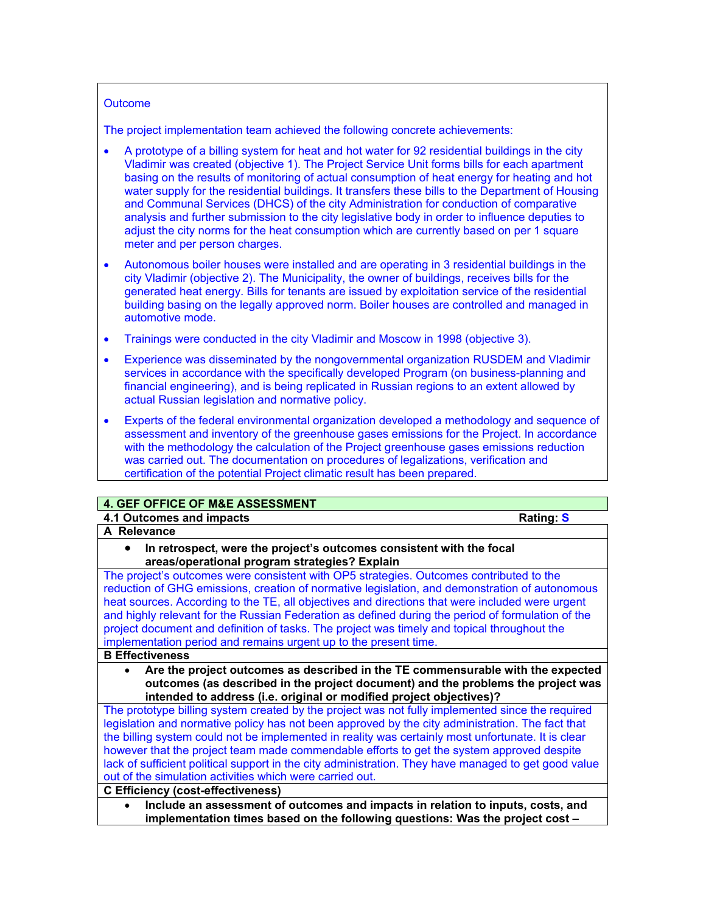Outcome

The project implementation team achieved the following concrete achievements:

- A prototype of a billing system for heat and hot water for 92 residential buildings in the city Vladimir was created (objective 1). The Project Service Unit forms bills for each apartment basing on the results of monitoring of actual consumption of heat energy for heating and hot water supply for the residential buildings. It transfers these bills to the Department of Housing and Communal Services (DHCS) of the city Administration for conduction of comparative analysis and further submission to the city legislative body in order to influence deputies to adjust the city norms for the heat consumption which are currently based on per 1 square meter and per person charges.
- Autonomous boiler houses were installed and are operating in 3 residential buildings in the city Vladimir (objective 2). The Municipality, the owner of buildings, receives bills for the generated heat energy. Bills for tenants are issued by exploitation service of the residential building basing on the legally approved norm. Boiler houses are controlled and managed in automotive mode.
- Trainings were conducted in the city Vladimir and Moscow in 1998 (objective 3).
- Experience was disseminated by the nongovernmental organization RUSDEM and Vladimir services in accordance with the specifically developed Program (on business-planning and financial engineering), and is being replicated in Russian regions to an extent allowed by actual Russian legislation and normative policy.
- Experts of the federal environmental organization developed a methodology and sequence of assessment and inventory of the greenhouse gases emissions for the Project. In accordance with the methodology the calculation of the Project greenhouse gases emissions reduction was carried out. The documentation on procedures of legalizations, verification and certification of the potential Project climatic result has been prepared.

## 4. GEF OFFICE OF M&E ASSESSMENT

**4.1 Outcomes and impacts** — **Rating: S**

**A Relevance**

- **In retrospect, were the project's outcomes consistent with the focal areas/operational program strategies? Explain**

The project's outcomes were consistent with OP5 strategies. Outcomes contributed to the reduction of GHG emissions, creation of normative legislation, and demonstration of autonomous heat sources. According to the TE, all objectives and directions that were included were urgent and highly relevant for the Russian Federation as defined during the period of formulation of the project document and definition of tasks. The project was timely and topical throughout the implementation period and remains urgent up to the present time.

**B Effectiveness**

- **Are the project outcomes as described in the TE commensurable with the expected outcomes (as described in the project document) and the problems the project was intended to address (i.e. original or modified project objectives)?**

The prototype billing system created by the project was not fully implemented since the required legislation and normative policy has not been approved by the city administration. The fact that the billing system could not be implemented in reality was certainly most unfortunate. It is clear however that the project team made commendable efforts to get the system approved despite lack of sufficient political support in the city administration. They have managed to get good value out of the simulation activities which were carried out.

**C Efficiency (cost-effectiveness)**

- **Include an assessment of outcomes and impacts in relation to inputs, costs, and implementation times based on the following questions: Was the project cost –**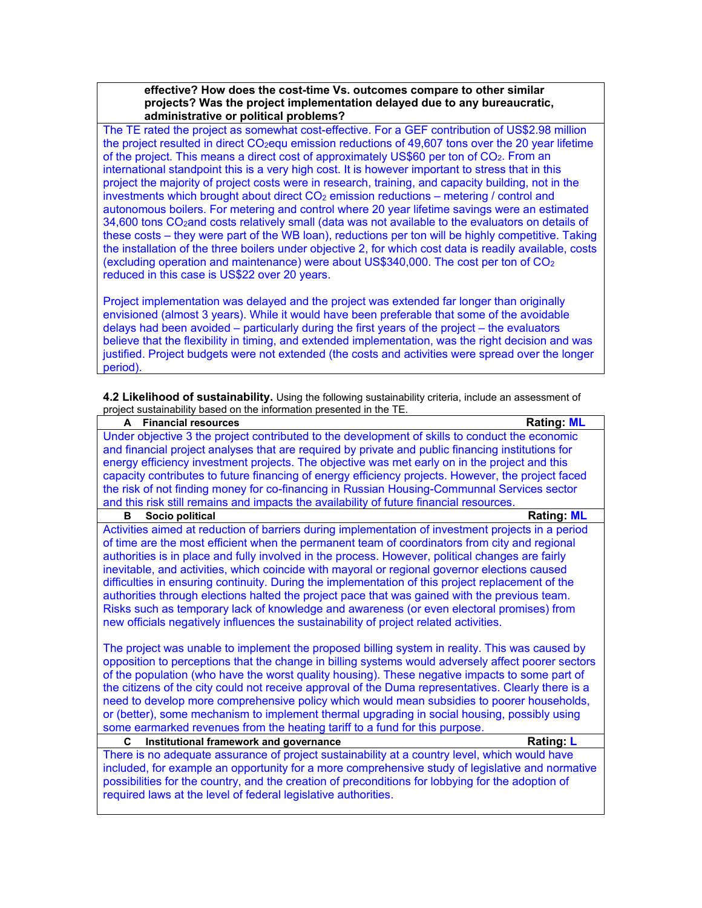**effective? How does the cost-time Vs. outcomes compare to other similar projects? Was the project implementation delayed due to any bureaucratic, administrative or political problems?**

The TE rated the project as somewhat cost-effective. For a GEF contribution of US$2.98 million the project resulted in direct $CO_2$equ emission reductions of 49,607 tons over the 20 year lifetime of the project. This means a direct cost of approximately US$60 per ton of $CO_2$. From an international standpoint this is a very high cost. It is however important to stress that in this project the majority of project costs were in research, training, and capacity building, not in the investments which brought about direct $CO_2$ emission reductions – metering / control and autonomous boilers. For metering and control where 20 year lifetime savings were an estimated 34,600 tons $CO_2$and costs relatively small (data was not available to the evaluators on details of these costs – they were part of the WB loan), reductions per ton will be highly competitive. Taking the installation of the three boilers under objective 2, for which cost data is readily available, costs (excluding operation and maintenance) were about US$340,000. The cost per ton of $CO_2$ reduced in this case is US$22 over 20 years.

Project implementation was delayed and the project was extended far longer than originally envisioned (almost 3 years). While it would have been preferable that some of the avoidable delays had been avoided – particularly during the first years of the project – the evaluators believe that the flexibility in timing, and extended implementation, was the right decision and was justified. Project budgets were not extended (the costs and activities were spread over the longer period).

**4.2 Likelihood of sustainability.** Using the following sustainability criteria, include an assessment of project sustainability based on the information presented in the TE.

| **A Financial resources** | **Rating: ML** |
|---|---|
| Under objective 3 the project contributed to the development of skills to conduct the economic and financial project analyses that are required by private and public financing institutions for energy efficiency investment projects. The objective was met early on in the project and this capacity contributes to future financing of energy efficiency projects. However, the project faced the risk of not finding money for co-financing in Russian Housing-Communnal Services sector and this risk still remains and impacts the availability of future financial resources. | |
| **B Socio political** | **Rating: ML** |
| Activities aimed at reduction of barriers during implementation of investment projects in a period of time are the most efficient when the permanent team of coordinators from city and regional authorities is in place and fully involved in the process. However, political changes are fairly inevitable, and activities, which coincide with mayoral or regional governor elections caused difficulties in ensuring continuity. During the implementation of this project replacement of the authorities through elections halted the project pace that was gained with the previous team. Risks such as temporary lack of knowledge and awareness (or even electoral promises) from new officials negatively influences the sustainability of project related activities.<br><br>The project was unable to implement the proposed billing system in reality. This was caused by opposition to perceptions that the change in billing systems would adversely affect poorer sectors of the population (who have the worst quality housing). These negative impacts to some part of the citizens of the city could not receive approval of the Duma representatives. Clearly there is a need to develop more comprehensive policy which would mean subsidies to poorer households, or (better), some mechanism to implement thermal upgrading in social housing, possibly using some earmarked revenues from the heating tariff to a fund for this purpose. | |
| **C Institutional framework and governance** | **Rating: L** |
| There is no adequate assurance of project sustainability at a country level, which would have included, for example an opportunity for a more comprehensive study of legislative and normative possibilities for the country, and the creation of preconditions for lobbying for the adoption of required laws at the level of federal legislative authorities. | |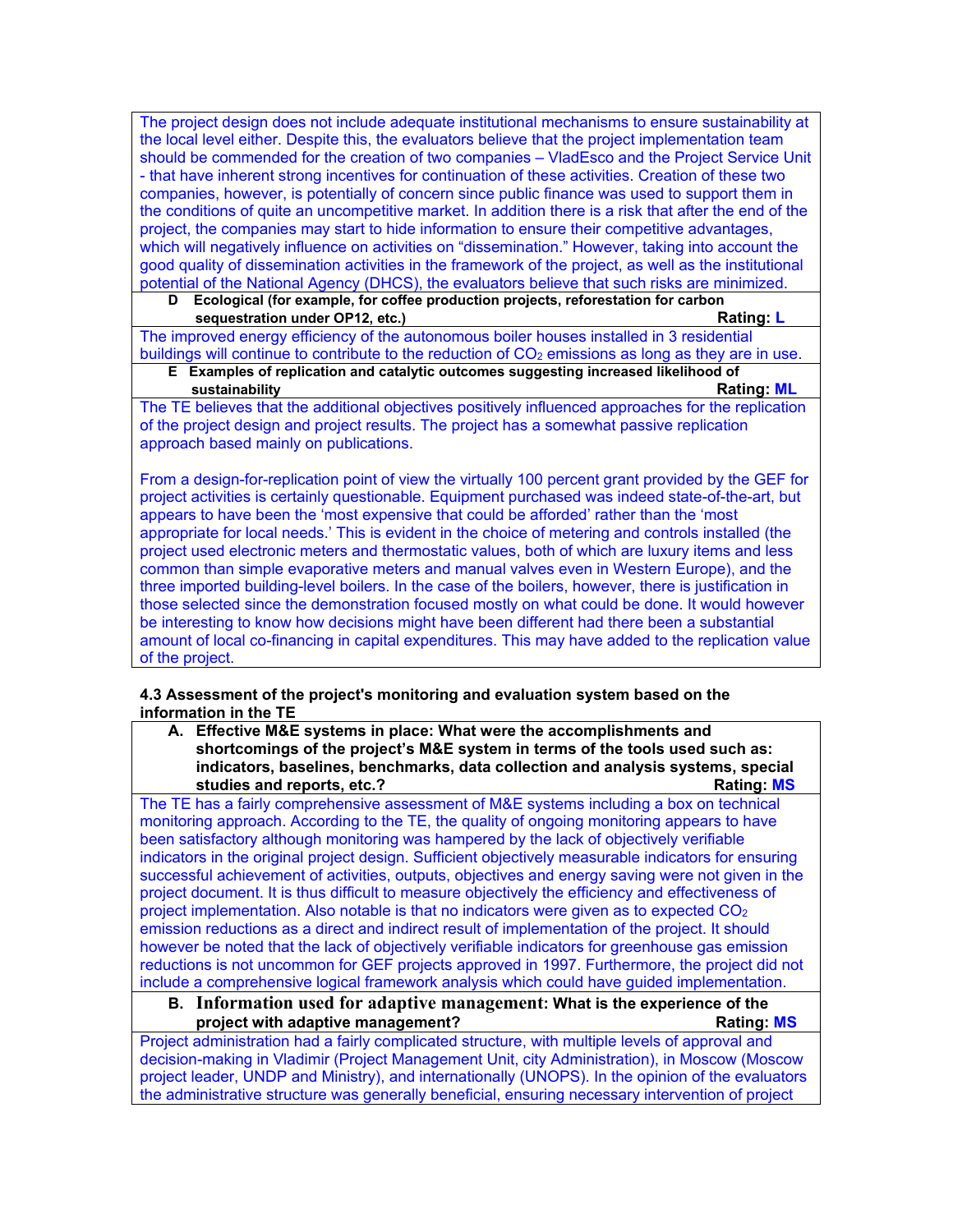The project design does not include adequate institutional mechanisms to ensure sustainability at the local level either. Despite this, the evaluators believe that the project implementation team should be commended for the creation of two companies – VladEsco and the Project Service Unit - that have inherent strong incentives for continuation of these activities. Creation of these two companies, however, is potentially of concern since public finance was used to support them in the conditions of quite an uncompetitive market. In addition there is a risk that after the end of the project, the companies may start to hide information to ensure their competitive advantages, which will negatively influence on activities on "dissemination." However, taking into account the good quality of dissemination activities in the framework of the project, as well as the institutional potential of the National Agency (DHCS), the evaluators believe that such risks are minimized.

**D Ecological (for example, for coffee production projects, reforestation for carbon sequestration under OP12, etc.)** **Rating: L**

The improved energy efficiency of the autonomous boiler houses installed in 3 residential buildings will continue to contribute to the reduction of $CO_2$ emissions as long as they are in use.

**E Examples of replication and catalytic outcomes suggesting increased likelihood of sustainability** **Rating: ML**

The TE believes that the additional objectives positively influenced approaches for the replication of the project design and project results. The project has a somewhat passive replication approach based mainly on publications.

From a design-for-replication point of view the virtually 100 percent grant provided by the GEF for project activities is certainly questionable. Equipment purchased was indeed state-of-the-art, but appears to have been the 'most expensive that could be afforded' rather than the 'most appropriate for local needs.' This is evident in the choice of metering and controls installed (the project used electronic meters and thermostatic values, both of which are luxury items and less common than simple evaporative meters and manual valves even in Western Europe), and the three imported building-level boilers. In the case of the boilers, however, there is justification in those selected since the demonstration focused mostly on what could be done. It would however be interesting to know how decisions might have been different had there been a substantial amount of local co-financing in capital expenditures. This may have added to the replication value of the project.

**4.3 Assessment of the project's monitoring and evaluation system based on the information in the TE**

**A. Effective M&E systems in place: What were the accomplishments and shortcomings of the project's M&E system in terms of the tools used such as: indicators, baselines, benchmarks, data collection and analysis systems, special studies and reports, etc.?** **Rating: MS**

The TE has a fairly comprehensive assessment of M&E systems including a box on technical monitoring approach. According to the TE, the quality of ongoing monitoring appears to have been satisfactory although monitoring was hampered by the lack of objectively verifiable indicators in the original project design. Sufficient objectively measurable indicators for ensuring successful achievement of activities, outputs, objectives and energy saving were not given in the project document. It is thus difficult to measure objectively the efficiency and effectiveness of project implementation. Also notable is that no indicators were given as to expected $CO_2$ emission reductions as a direct and indirect result of implementation of the project. It should however be noted that the lack of objectively verifiable indicators for greenhouse gas emission reductions is not uncommon for GEF projects approved in 1997. Furthermore, the project did not include a comprehensive logical framework analysis which could have guided implementation.

**B. Information used for adaptive management: What is the experience of the project with adaptive management?** **Rating: MS**

Project administration had a fairly complicated structure, with multiple levels of approval and decision-making in Vladimir (Project Management Unit, city Administration), in Moscow (Moscow project leader, UNDP and Ministry), and internationally (UNOPS). In the opinion of the evaluators the administrative structure was generally beneficial, ensuring necessary intervention of project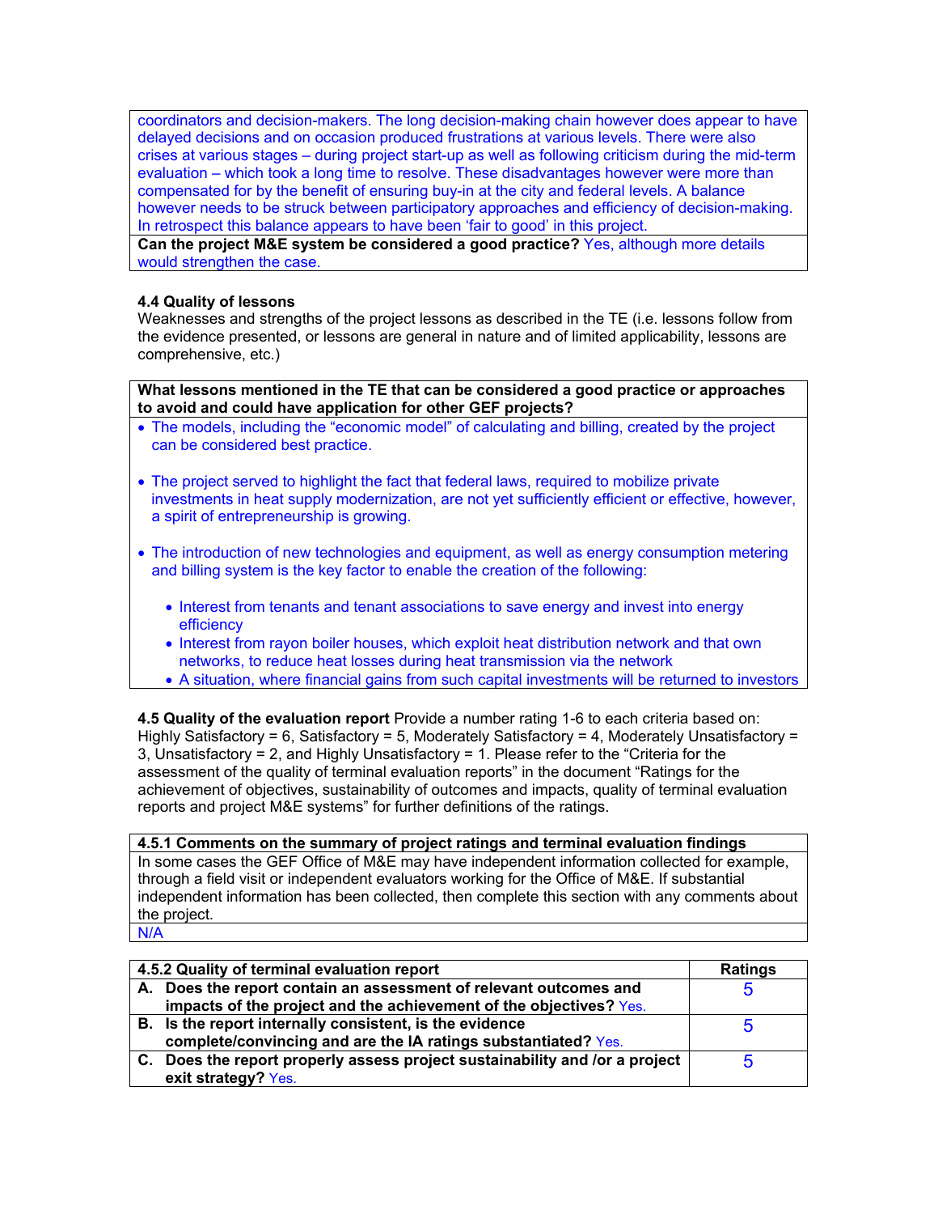| coordinators and decision-makers. The long decision-making chain however does appear to have delayed decisions and on occasion produced frustrations at various levels. There were also crises at various stages – during project start-up as well as following criticism during the mid-term evaluation – which took a long time to resolve. These disadvantages however were more than compensated for by the benefit of ensuring buy-in at the city and federal levels. A balance however needs to be struck between participatory approaches and efficiency of decision-making. In retrospect this balance appears to have been 'fair to good' in this project. |
|---|
| **Can the project M&E system be considered a good practice?** Yes, although more details would strengthen the case. |

**4.4 Quality of lessons**

Weaknesses and strengths of the project lessons as described in the TE (i.e. lessons follow from the evidence presented, or lessons are general in nature and of limited applicability, lessons are comprehensive, etc.)

**What lessons mentioned in the TE that can be considered a good practice or approaches to avoid and could have application for other GEF projects?**

- The models, including the "economic model" of calculating and billing, created by the project can be considered best practice.
- The project served to highlight the fact that federal laws, required to mobilize private investments in heat supply modernization, are not yet sufficiently efficient or effective, however, a spirit of entrepreneurship is growing.
- The introduction of new technologies and equipment, as well as energy consumption metering and billing system is the key factor to enable the creation of the following:
  - Interest from tenants and tenant associations to save energy and invest into energy efficiency
  - Interest from rayon boiler houses, which exploit heat distribution network and that own networks, to reduce heat losses during heat transmission via the network
  - A situation, where financial gains from such capital investments will be returned to investors

**4.5 Quality of the evaluation report** Provide a number rating 1-6 to each criteria based on: Highly Satisfactory = 6, Satisfactory = 5, Moderately Satisfactory = 4, Moderately Unsatisfactory = 3, Unsatisfactory = 2, and Highly Unsatisfactory = 1. Please refer to the "Criteria for the assessment of the quality of terminal evaluation reports" in the document "Ratings for the achievement of objectives, sustainability of outcomes and impacts, quality of terminal evaluation reports and project M&E systems" for further definitions of the ratings.

| **4.5.1 Comments on the summary of project ratings and terminal evaluation findings** |
|---|
| In some cases the GEF Office of M&E may have independent information collected for example, through a field visit or independent evaluators working for the Office of M&E. If substantial independent information has been collected, then complete this section with any comments about the project. |
| N/A |

| **4.5.2 Quality of terminal evaluation report** | **Ratings** |
|---|---|
| **A. Does the report contain an assessment of relevant outcomes and impacts of the project and the achievement of the objectives?** Yes. | 5 |
| **B. Is the report internally consistent, is the evidence complete/convincing and are the IA ratings substantiated?** Yes. | 5 |
| **C. Does the report properly assess project sustainability and /or a project exit strategy?** Yes. | 5 |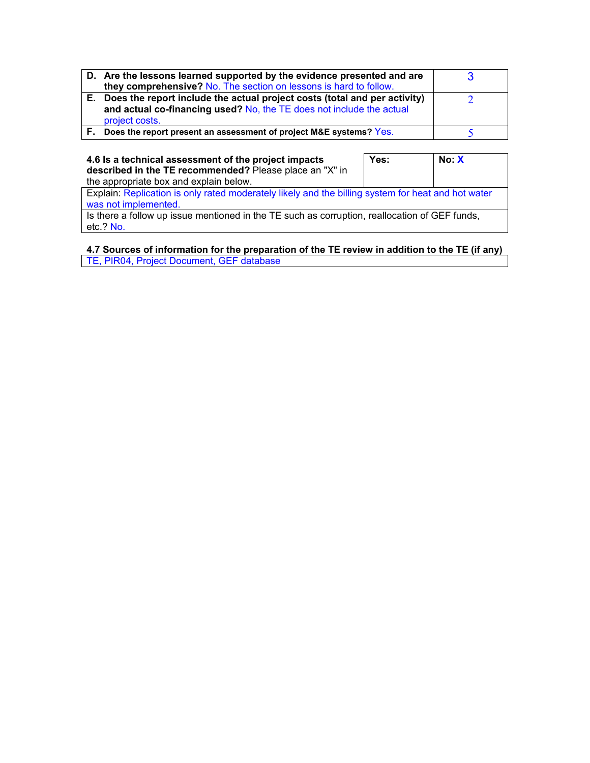| | |
|---|---|
| **D. Are the lessons learned supported by the evidence presented and are they comprehensive?** No. The section on lessons is hard to follow. | 3 |
| **E. Does the report include the actual project costs (total and per activity) and actual co-financing used?** No, the TE does not include the actual project costs. | 2 |
| **F. Does the report present an assessment of project M&E systems?** Yes. | 5 |

| | | |
|---|---|---|
| **4.6 Is a technical assessment of the project impacts described in the TE recommended?** Please place an "X" in the appropriate box and explain below. | **Yes:** | **No: X** |
| Explain: Replication is only rated moderately likely and the billing system for heat and hot water was not implemented. | | |
| Is there a follow up issue mentioned in the TE such as corruption, reallocation of GEF funds, etc.? No. | | |

**4.7 Sources of information for the preparation of the TE review in addition to the TE (if any)**

TE, PIR04, Project Document, GEF database